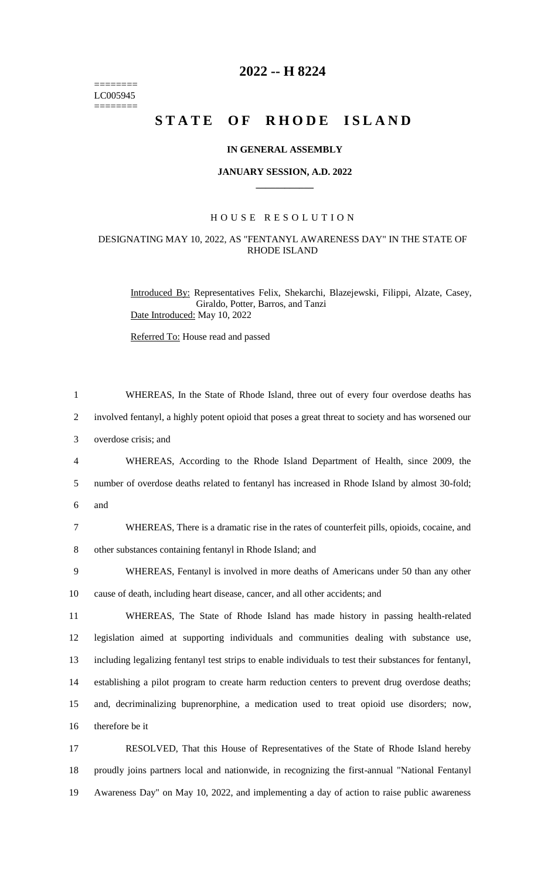========
LC005945
========

# 2022 -- H 8224

# STATE OF RHODE ISLAND

### IN GENERAL ASSEMBLY

### JANUARY SESSION, A.D. 2022

## HOUSE RESOLUTION

### DESIGNATING MAY 10, 2022, AS "FENTANYL AWARENESS DAY" IN THE STATE OF RHODE ISLAND

Introduced By: Representatives Felix, Shekarchi, Blazejewski, Filippi, Alzate, Casey, Giraldo, Potter, Barros, and Tanzi
Date Introduced: May 10, 2022

Referred To: House read and passed

1 WHEREAS, In the State of Rhode Island, three out of every four overdose deaths has
2 involved fentanyl, a highly potent opioid that poses a great threat to society and has worsened our
3 overdose crisis; and
4 WHEREAS, According to the Rhode Island Department of Health, since 2009, the
5 number of overdose deaths related to fentanyl has increased in Rhode Island by almost 30-fold;
6 and
7 WHEREAS, There is a dramatic rise in the rates of counterfeit pills, opioids, cocaine, and
8 other substances containing fentanyl in Rhode Island; and
9 WHEREAS, Fentanyl is involved in more deaths of Americans under 50 than any other
10 cause of death, including heart disease, cancer, and all other accidents; and
11 WHEREAS, The State of Rhode Island has made history in passing health-related
12 legislation aimed at supporting individuals and communities dealing with substance use,
13 including legalizing fentanyl test strips to enable individuals to test their substances for fentanyl,
14 establishing a pilot program to create harm reduction centers to prevent drug overdose deaths;
15 and, decriminalizing buprenorphine, a medication used to treat opioid use disorders; now,
16 therefore be it
17 RESOLVED, That this House of Representatives of the State of Rhode Island hereby
18 proudly joins partners local and nationwide, in recognizing the first-annual "National Fentanyl
19 Awareness Day" on May 10, 2022, and implementing a day of action to raise public awareness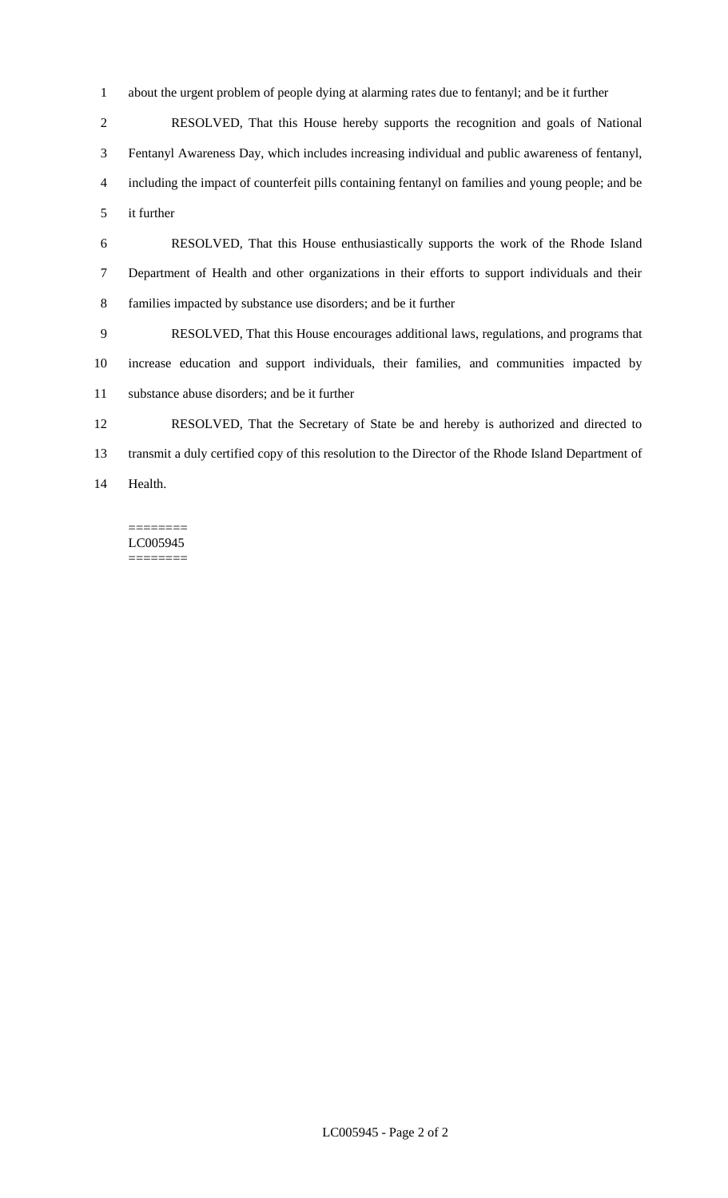about the urgent problem of people dying at alarming rates due to fentanyl; and be it further

RESOLVED, That this House hereby supports the recognition and goals of National Fentanyl Awareness Day, which includes increasing individual and public awareness of fentanyl, including the impact of counterfeit pills containing fentanyl on families and young people; and be it further

RESOLVED, That this House enthusiastically supports the work of the Rhode Island Department of Health and other organizations in their efforts to support individuals and their families impacted by substance use disorders; and be it further

RESOLVED, That this House encourages additional laws, regulations, and programs that increase education and support individuals, their families, and communities impacted by substance abuse disorders; and be it further

RESOLVED, That the Secretary of State be and hereby is authorized and directed to transmit a duly certified copy of this resolution to the Director of the Rhode Island Department of Health.

========
LC005945
========